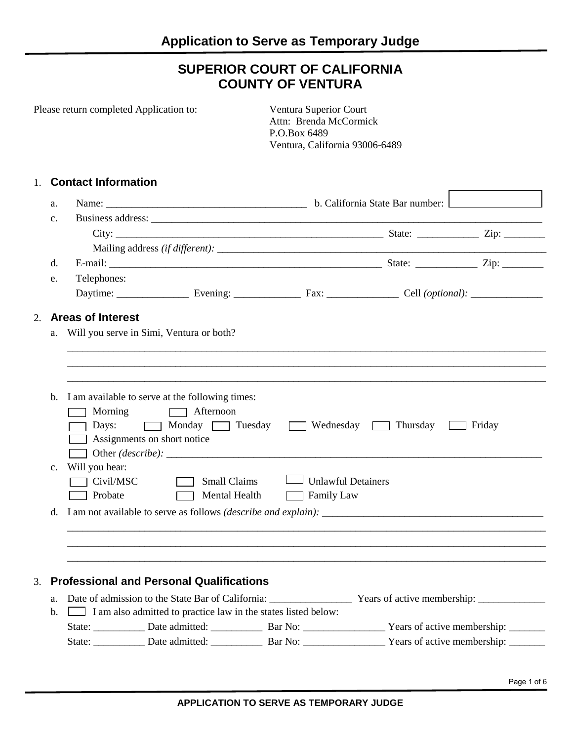# Application to Serve as Temporary Judge

## SUPERIOR COURT OF CALIFORNIA
## COUNTY OF VENTURA

Please return completed Application to:

Ventura Superior Court
Attn: Brenda McCormick
P.O.Box 6489
Ventura, California 93006-6489

### 1. Contact Information

a. Name: ______________________________________ b. California State Bar number: ☐

c. Business address: ________________________________________________________________________

City: ____________________________________________________ State: ____________ Zip: ________

Mailing address *(if different):* ________________________________________________________________

d. E-mail: ______________________________________________________ State: ____________ Zip: ________

e. Telephones:

Daytime: ______________ Evening: _____________ Fax: ______________ Cell *(optional):* ______________

### 2. Areas of Interest

a. Will you serve in Simi, Ventura or both?

_______________________________________________________________________________________________

_______________________________________________________________________________________________

_______________________________________________________________________________________________

b. I am available to serve at the following times:

☐ Morning ☐ Afternoon

☐ Days: ☐ Monday ☐ Tuesday ☐ Wednesday ☐ Thursday ☐ Friday

☐ Assignments on short notice

☐ Other *(describe):* __________________________________________________________________________

c. Will you hear:

☐ Civil/MSC ☐ Small Claims ☐ Unlawful Detainers

☐ Probate ☐ Mental Health ☐ Family Law

d. I am not available to serve as follows *(describe and explain):* ___________________________________________

_______________________________________________________________________________________________

_______________________________________________________________________________________________

_______________________________________________________________________________________________

### 3. Professional and Personal Qualifications

a. Date of admission to the State Bar of California: ________________ Years of active membership: _____________

b. ☐ I am also admitted to practice law in the states listed below:

State: __________ Date admitted: __________ Bar No: ________________ Years of active membership: _______

State: __________ Date admitted: __________ Bar No: ________________ Years of active membership: _______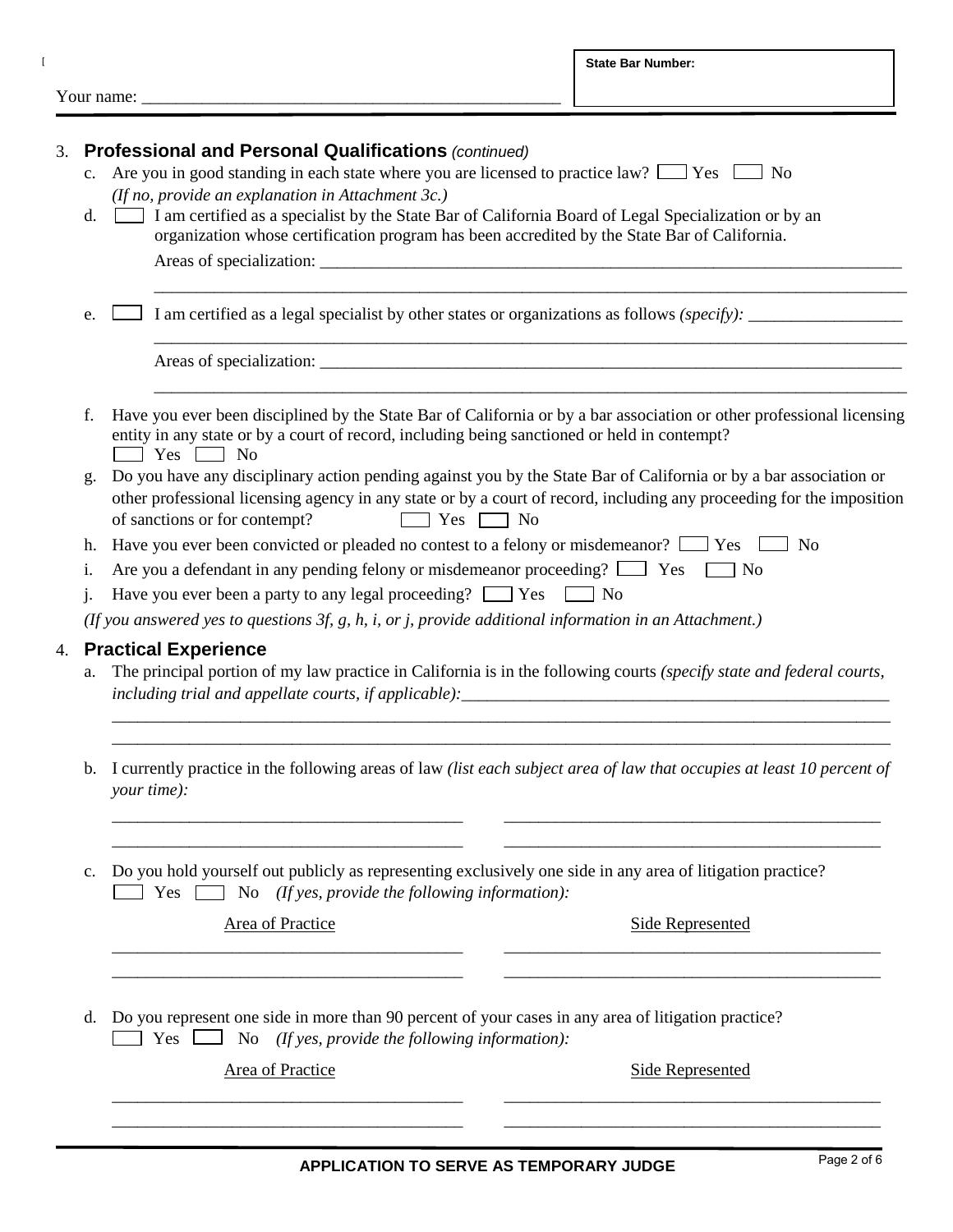Your name: ___________________________________________

**State Bar Number:**

3. **Professional and Personal Qualifications** *(continued)*

   c. Are you in good standing in each state where you are licensed to practice law? ☐ Yes ☐ No
   *(If no, provide an explanation in Attachment 3c.)*

   d. ☐ I am certified as a specialist by the State Bar of California Board of Legal Specialization or by an organization whose certification program has been accredited by the State Bar of California.

   Areas of specialization: ___________________________________________

   ___________________________________________

   e. ☐ I am certified as a legal specialist by other states or organizations as follows *(specify):* ___________

   ___________________________________________

   Areas of specialization: ___________________________________________

   ___________________________________________

   f. Have you ever been disciplined by the State Bar of California or by a bar association or other professional licensing entity in any state or by a court of record, including being sanctioned or held in contempt?
   ☐ Yes ☐ No

   g. Do you have any disciplinary action pending against you by the State Bar of California or by a bar association or other professional licensing agency in any state or by a court of record, including any proceeding for the imposition of sanctions or for contempt? ☐ Yes ☐ No

   h. Have you ever been convicted or pleaded no contest to a felony or misdemeanor? ☐ Yes ☐ No

   i. Are you a defendant in any pending felony or misdemeanor proceeding? ☐ Yes ☐ No

   j. Have you ever been a party to any legal proceeding? ☐ Yes ☐ No

   *(If you answered yes to questions 3f, g, h, i, or j, provide additional information in an Attachment.)*

4. **Practical Experience**

   a. The principal portion of my law practice in California is in the following courts *(specify state and federal courts, including trial and appellate courts, if applicable):* ___________________________________________

   ___________________________________________

   ___________________________________________

   b. I currently practice in the following areas of law *(list each subject area of law that occupies at least 10 percent of your time):*

   ______________________ ______________________

   ______________________ ______________________

   c. Do you hold yourself out publicly as representing exclusively one side in any area of litigation practice?
   ☐ Yes ☐ No *(If yes, provide the following information):*

   | Area of Practice | Side Represented |
   |---|---|
   | | |
   | | |

   d. Do you represent one side in more than 90 percent of your cases in any area of litigation practice?
   ☐ Yes ☐ No *(If yes, provide the following information):*

   | Area of Practice | Side Represented |
   |---|---|
   | | |
   | | |

**APPLICATION TO SERVE AS TEMPORARY JUDGE**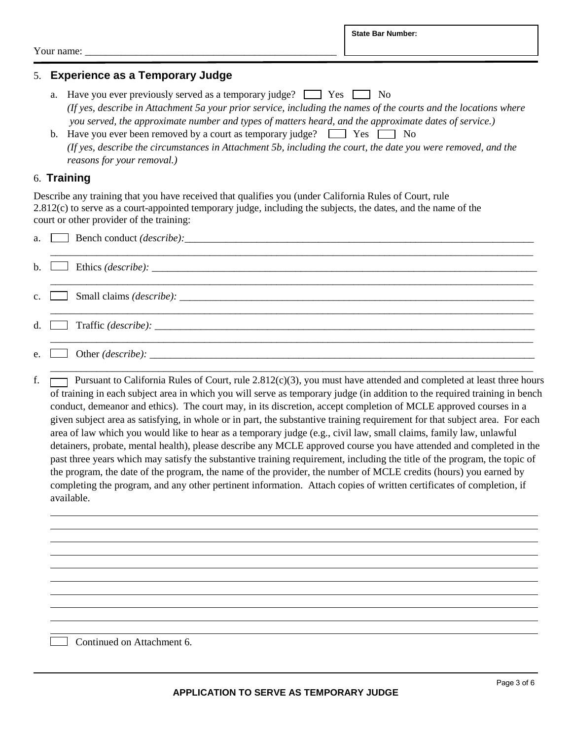Your name: ____________________________________________

**State Bar Number:**

## 5. Experience as a Temporary Judge

a. Have you ever previously served as a temporary judge? ☐ Yes ☐ No
*(If yes, describe in Attachment 5a your prior service, including the names of the courts and the locations where you served, the approximate number and types of matters heard, and the approximate dates of service.)*

b. Have you ever been removed by a court as temporary judge? ☐ Yes ☐ No
*(If yes, describe the circumstances in Attachment 5b, including the court, the date you were removed, and the reasons for your removal.)*

## 6. Training

Describe any training that you have received that qualifies you (under California Rules of Court, rule 2.812(c) to serve as a court-appointed temporary judge, including the subjects, the dates, and the name of the court or other provider of the training:

a. ☐ Bench conduct *(describe):* ____________________________________________

b. ☐ Ethics *(describe):* ____________________________________________

c. ☐ Small claims *(describe):* ____________________________________________

d. ☐ Traffic *(describe):* ____________________________________________

e. ☐ Other *(describe):* ____________________________________________

f. ☐ Pursuant to California Rules of Court, rule 2.812(c)(3), you must have attended and completed at least three hours of training in each subject area in which you will serve as temporary judge (in addition to the required training in bench conduct, demeanor and ethics). The court may, in its discretion, accept completion of MCLE approved courses in a given subject area as satisfying, in whole or in part, the substantive training requirement for that subject area. For each area of law which you would like to hear as a temporary judge (e.g., civil law, small claims, family law, unlawful detainers, probate, mental health), please describe any MCLE approved course you have attended and completed in the past three years which may satisfy the substantive training requirement, including the title of the program, the topic of the program, the date of the program, the name of the provider, the number of MCLE credits (hours) you earned by completing the program, and any other pertinent information. Attach copies of written certificates of completion, if available.

☐ Continued on Attachment 6.

**APPLICATION TO SERVE AS TEMPORARY JUDGE**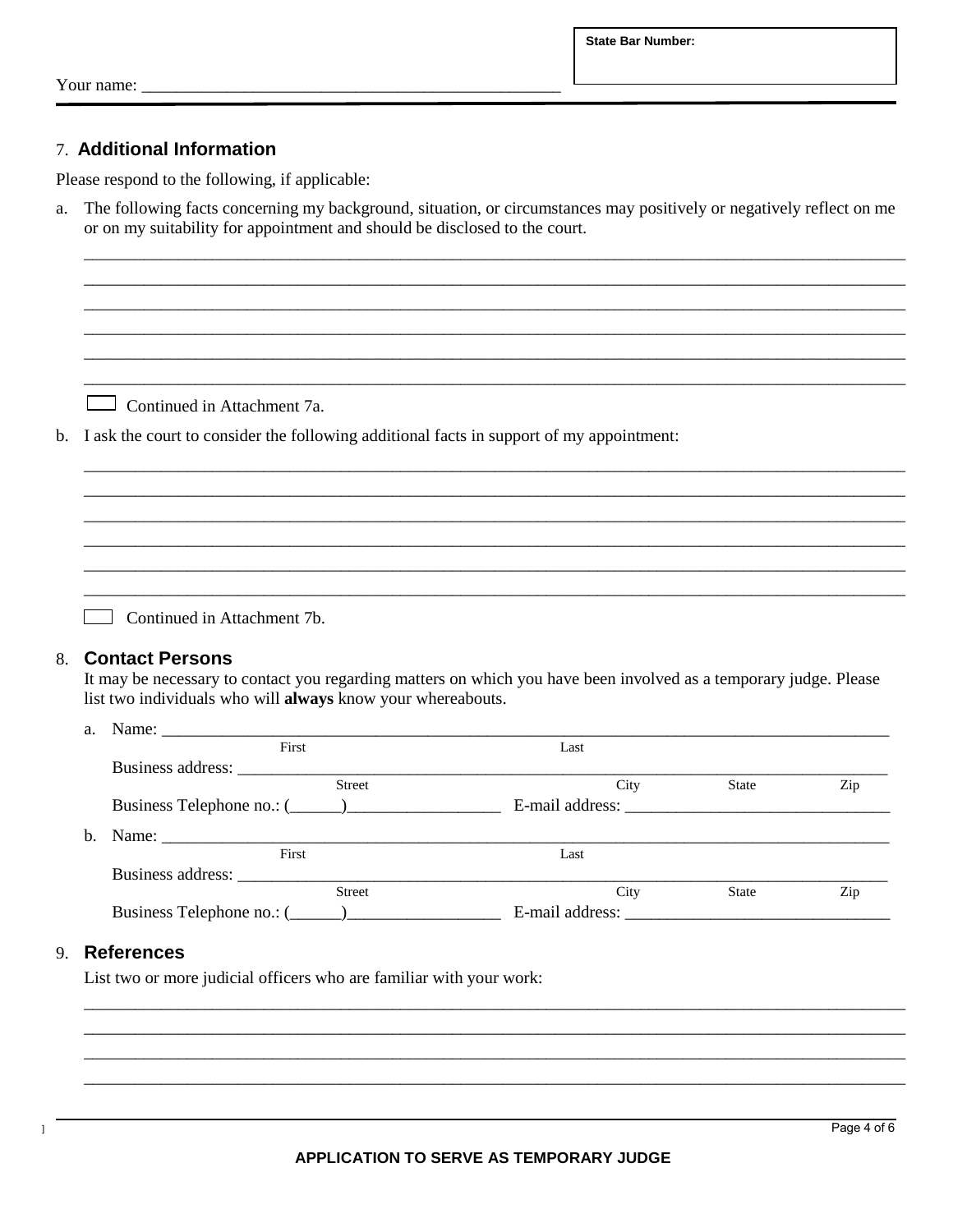Your name: ______________________________________________

**State Bar Number:**

## 7. Additional Information

Please respond to the following, if applicable:

a. The following facts concerning my background, situation, or circumstances may positively or negatively reflect on me or on my suitability for appointment and should be disclosed to the court.

_____________________________________________________________________________________

_____________________________________________________________________________________

_____________________________________________________________________________________

_____________________________________________________________________________________

_____________________________________________________________________________________

_____________________________________________________________________________________

☐ Continued in Attachment 7a.

b. I ask the court to consider the following additional facts in support of my appointment:

_____________________________________________________________________________________

_____________________________________________________________________________________

_____________________________________________________________________________________

_____________________________________________________________________________________

_____________________________________________________________________________________

_____________________________________________________________________________________

☐ Continued in Attachment 7b.

## 8. Contact Persons

It may be necessary to contact you regarding matters on which you have been involved as a temporary judge. Please list two individuals who will **always** know your whereabouts.

a. Name: ______________________________________________________________________
First Last

Business address: _______________________________________________________________
Street City State Zip

Business Telephone no.: (______)__________________ E-mail address: ______________________________

b. Name: ______________________________________________________________________
First Last

Business address: _______________________________________________________________
Street City State Zip

Business Telephone no.: (______)__________________ E-mail address: ______________________________

## 9. References

List two or more judicial officers who are familiar with your work:

_____________________________________________________________________________________

_____________________________________________________________________________________

_____________________________________________________________________________________

_____________________________________________________________________________________

**APPLICATION TO SERVE AS TEMPORARY JUDGE**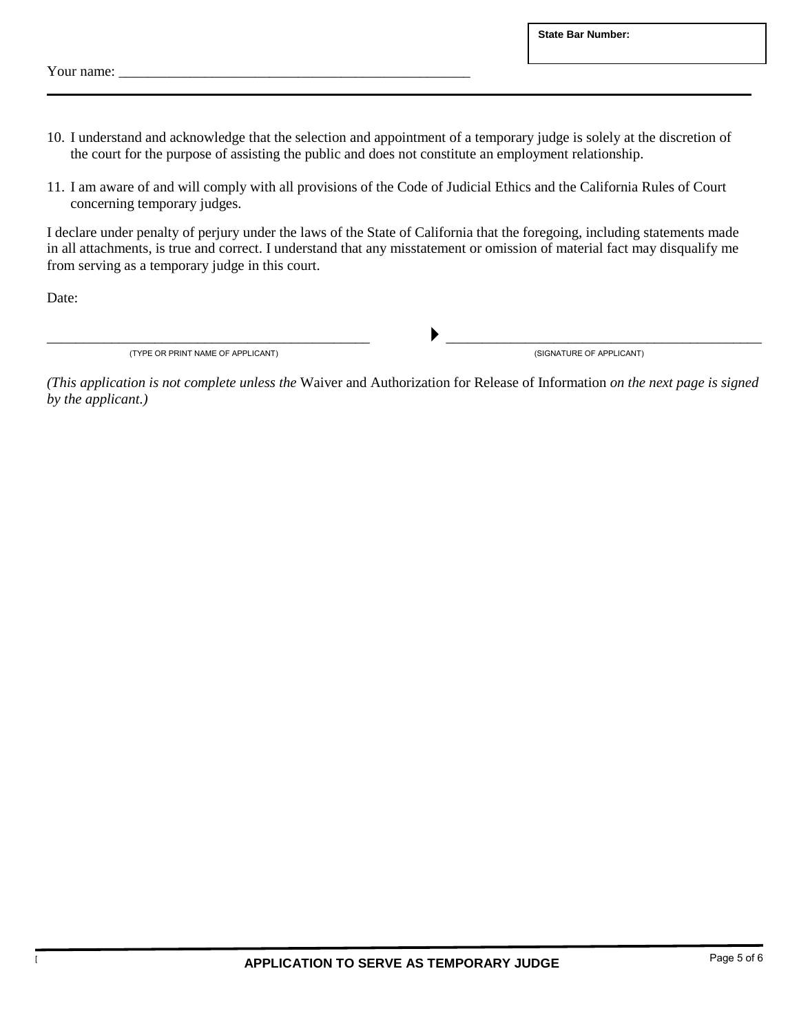Your name: ___________________________________________________

**State Bar Number:**

10. I understand and acknowledge that the selection and appointment of a temporary judge is solely at the discretion of the court for the purpose of assisting the public and does not constitute an employment relationship.

11. I am aware of and will comply with all provisions of the Code of Judicial Ethics and the California Rules of Court concerning temporary judges.

I declare under penalty of perjury under the laws of the State of California that the foregoing, including statements made in all attachments, is true and correct. I understand that any misstatement or omission of material fact may disqualify me from serving as a temporary judge in this court.

Date:

_______________________________________________ ▶ _______________________________________________

(TYPE OR PRINT NAME OF APPLICANT) (SIGNATURE OF APPLICANT)

*(This application is not complete unless the* Waiver and Authorization for Release of Information *on the next page is signed by the applicant.)*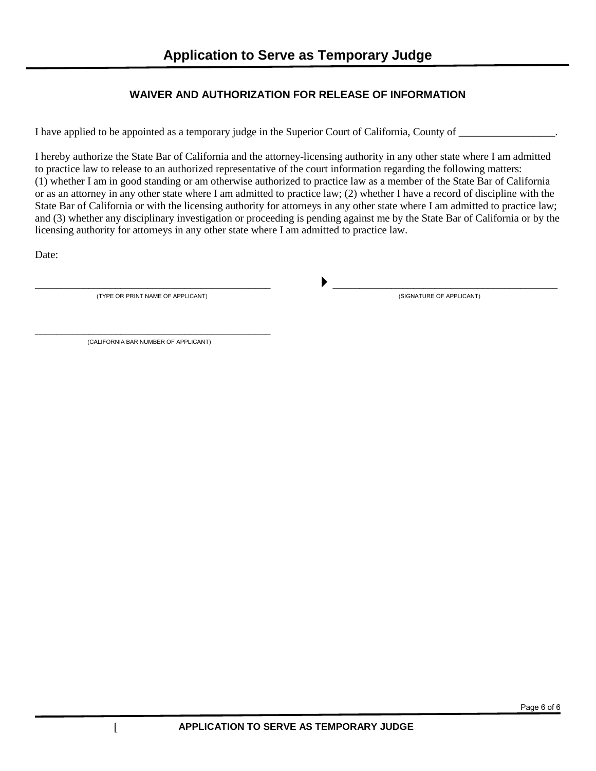# Application to Serve as Temporary Judge

## WAIVER AND AUTHORIZATION FOR RELEASE OF INFORMATION

I have applied to be appointed as a temporary judge in the Superior Court of California, County of __________________.

I hereby authorize the State Bar of California and the attorney-licensing authority in any other state where I am admitted to practice law to release to an authorized representative of the court information regarding the following matters: (1) whether I am in good standing or am otherwise authorized to practice law as a member of the State Bar of California or as an attorney in any other state where I am admitted to practice law; (2) whether I have a record of discipline with the State Bar of California or with the licensing authority for attorneys in any other state where I am admitted to practice law; and (3) whether any disciplinary investigation or proceeding is pending against me by the State Bar of California or by the licensing authority for attorneys in any other state where I am admitted to practice law.

Date:

______________________________________________ (TYPE OR PRINT NAME OF APPLICANT)

▶ ______________________________________________ (SIGNATURE OF APPLICANT)

______________________________________________ (CALIFORNIA BAR NUMBER OF APPLICANT)